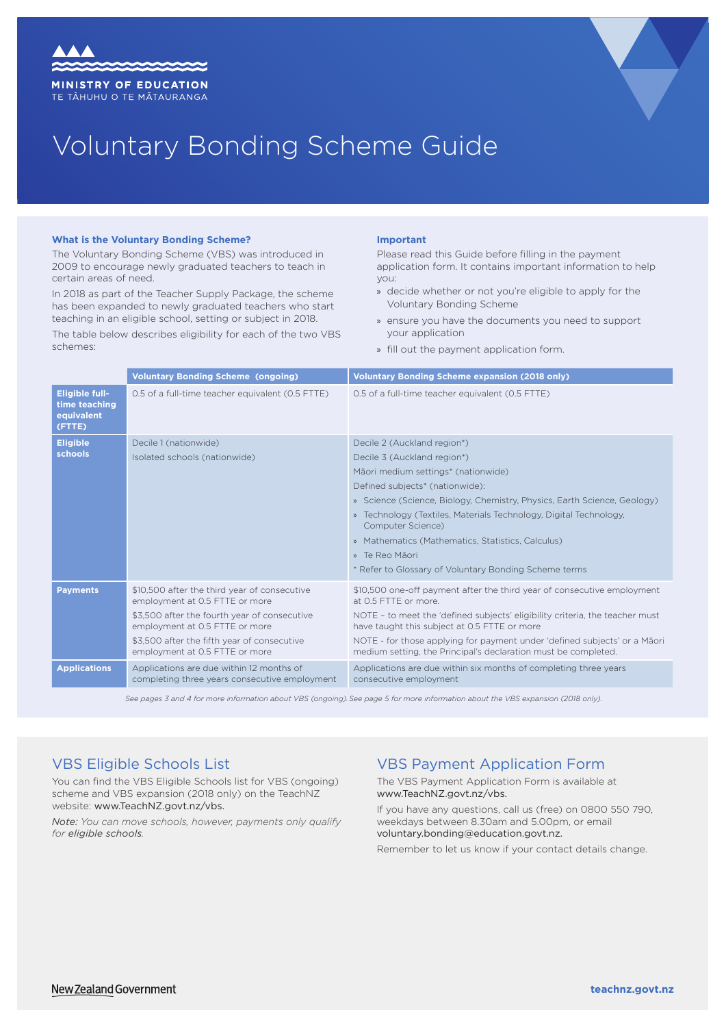MINISTRY OF EDUCATION
TE TĀHUHU O TE MĀTAURANGA

# Voluntary Bonding Scheme Guide

### What is the Voluntary Bonding Scheme?

The Voluntary Bonding Scheme (VBS) was introduced in 2009 to encourage newly graduated teachers to teach in certain areas of need.

In 2018 as part of the Teacher Supply Package, the scheme has been expanded to newly graduated teachers who start teaching in an eligible school, setting or subject in 2018.

The table below describes eligibility for each of the two VBS schemes:

### Important

Please read this Guide before filling in the payment application form. It contains important information to help you:

» decide whether or not you're eligible to apply for the Voluntary Bonding Scheme

» ensure you have the documents you need to support your application

» fill out the payment application form.

| | Voluntary Bonding Scheme (ongoing) | Voluntary Bonding Scheme expansion (2018 only) |
|---|---|---|
| **Eligible full-time teaching equivalent (FTTE)** | 0.5 of a full-time teacher equivalent (0.5 FTTE) | 0.5 of a full-time teacher equivalent (0.5 FTTE) |
| **Eligible schools** | Decile 1 (nationwide)<br>Isolated schools (nationwide) | Decile 2 (Auckland region*)<br>Decile 3 (Auckland region*)<br>Māori medium settings* (nationwide)<br>Defined subjects* (nationwide):<br>» Science (Science, Biology, Chemistry, Physics, Earth Science, Geology)<br>» Technology (Textiles, Materials Technology, Digital Technology, Computer Science)<br>» Mathematics (Mathematics, Statistics, Calculus)<br>» Te Reo Māori<br>* Refer to Glossary of Voluntary Bonding Scheme terms |
| **Payments** | $10,500 after the third year of consecutive employment at 0.5 FTTE or more<br>$3,500 after the fourth year of consecutive employment at 0.5 FTTE or more<br>$3,500 after the fifth year of consecutive employment at 0.5 FTTE or more | $10,500 one-off payment after the third year of consecutive employment at 0.5 FTTE or more.<br>NOTE – to meet the 'defined subjects' eligibility criteria, the teacher must have taught this subject at 0.5 FTTE or more<br>NOTE - for those applying for payment under 'defined subjects' or a Māori medium setting, the Principal's declaration must be completed. |
| **Applications** | Applications are due within 12 months of completing three years consecutive employment | Applications are due within six months of completing three years consecutive employment |

*See pages 3 and 4 for more information about VBS (ongoing). See page 5 for more information about the VBS expansion (2018 only).*

## VBS Eligible Schools List

You can find the VBS Eligible Schools list for VBS (ongoing) scheme and VBS expansion (2018 only) on the TeachNZ website: www.TeachNZ.govt.nz/vbs.

*Note: You can move schools, however, payments only qualify for eligible schools.*

## VBS Payment Application Form

The VBS Payment Application Form is available at www.TeachNZ.govt.nz/vbs.

If you have any questions, call us (free) on 0800 550 790, weekdays between 8.30am and 5.00pm, or email voluntary.bonding@education.govt.nz.

Remember to let us know if your contact details change.

New Zealand Government

teachnz.govt.nz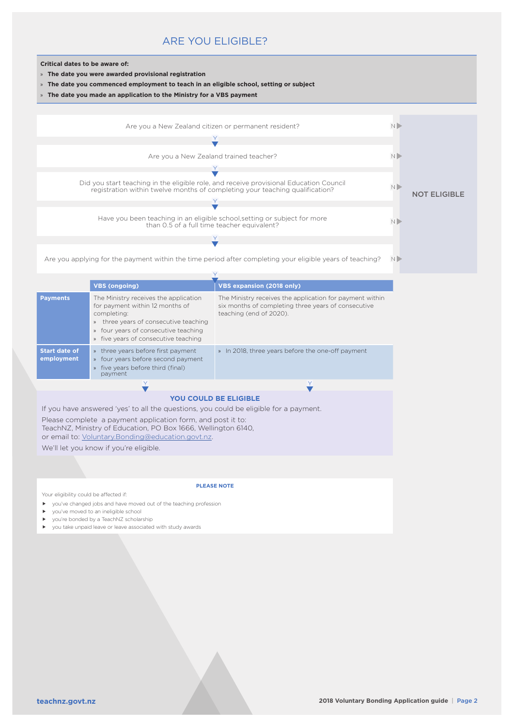# ARE YOU ELIGIBLE?

**Critical dates to be aware of:**

- **The date you were awarded provisional registration**
- **The date you commenced employment to teach in an eligible school, setting or subject**
- **The date you made an application to the Ministry for a VBS payment**

Are you a New Zealand citizen or permanent resident? (N ▶ NOT ELIGIBLE)

Y ▼

Are you a New Zealand trained teacher? (N ▶ NOT ELIGIBLE)

Y ▼

Did you start teaching in the eligible role, and receive provisional Education Council registration within twelve months of completing your teaching qualification? (N ▶ NOT ELIGIBLE)

Y ▼

Have you been teaching in an eligible school,setting or subject for more than 0.5 of a full time teacher equivalent? (N ▶ NOT ELIGIBLE)

Y ▼

Are you applying for the payment within the time period after completing your eligible years of teaching? (N ▶ NOT ELIGIBLE)

Y ▼

| | VBS (ongoing) | VBS expansion (2018 only) |
|---|---|---|
| **Payments** | The Ministry receives the application for payment within 12 months of completing:<br>» three years of consecutive teaching<br>» four years of consecutive teaching<br>» five years of consecutive teaching | The Ministry receives the application for payment within six months of completing three years of consecutive teaching (end of 2020). |
| **Start date of employment** | » three years before first payment<br>» four years before second payment<br>» five years before third (final) payment | » In 2018, three years before the one-off payment |

Y ▼

### YOU COULD BE ELIGIBLE

If you have answered 'yes' to all the questions, you could be eligible for a payment.

Please complete a payment application form, and post it to:
TeachNZ, Ministry of Education, PO Box 1666, Wellington 6140,
or email to: Voluntary.Bonding@education.govt.nz.

We'll let you know if you're eligible.

**PLEASE NOTE**

Your eligibility could be affected if:

- you've changed jobs and have moved out of the teaching profession
- you've moved to an ineligible school
- you're bonded by a TeachNZ scholarship
- you take unpaid leave or leave associated with study awards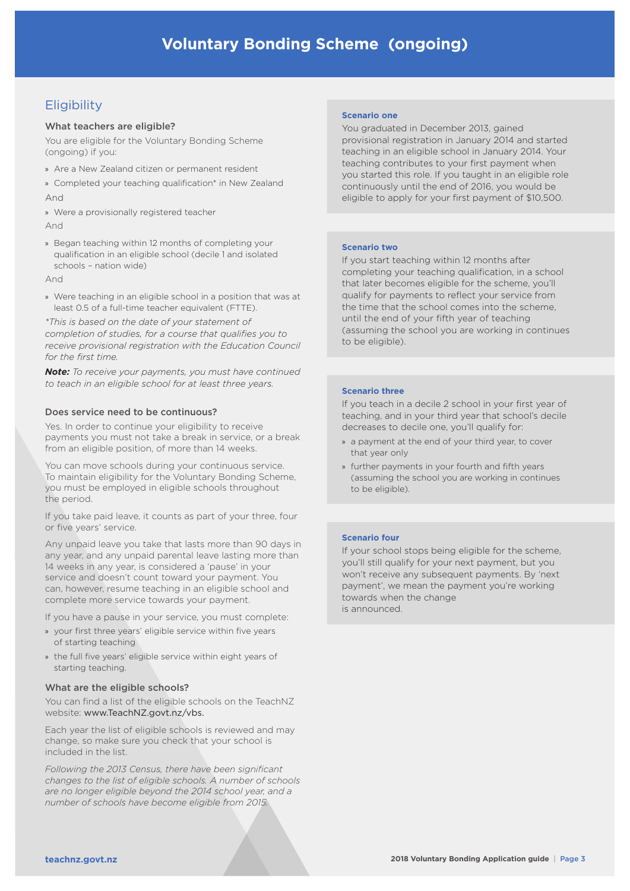# Voluntary Bonding Scheme (ongoing)

## Eligibility

### What teachers are eligible?

You are eligible for the Voluntary Bonding Scheme (ongoing) if you:

- Are a New Zealand citizen or permanent resident
- Completed your teaching qualification* in New Zealand

And

- Were a provisionally registered teacher

And

- Began teaching within 12 months of completing your qualification in an eligible school (decile 1 and isolated schools – nation wide)

And

- Were teaching in an eligible school in a position that was at least 0.5 of a full-time teacher equivalent (FTTE).

*\*This is based on the date of your statement of completion of studies, for a course that qualifies you to receive provisional registration with the Education Council for the first time.*

***Note:*** *To receive your payments, you must have continued to teach in an eligible school for at least three years.*

### Does service need to be continuous?

Yes. In order to continue your eligibility to receive payments you must not take a break in service, or a break from an eligible position, of more than 14 weeks.

You can move schools during your continuous service. To maintain eligibility for the Voluntary Bonding Scheme, you must be employed in eligible schools throughout the period.

If you take paid leave, it counts as part of your three, four or five years' service.

Any unpaid leave you take that lasts more than 90 days in any year, and any unpaid parental leave lasting more than 14 weeks in any year, is considered a 'pause' in your service and doesn't count toward your payment. You can, however, resume teaching in an eligible school and complete more service towards your payment.

If you have a pause in your service, you must complete:

- your first three years' eligible service within five years of starting teaching
- the full five years' eligible service within eight years of starting teaching.

### What are the eligible schools?

You can find a list of the eligible schools on the TeachNZ website: www.TeachNZ.govt.nz/vbs.

Each year the list of eligible schools is reviewed and may change, so make sure you check that your school is included in the list.

*Following the 2013 Census, there have been significant changes to the list of eligible schools. A number of schools are no longer eligible beyond the 2014 school year, and a number of schools have become eligible from 2015.*

**Scenario one**

You graduated in December 2013, gained provisional registration in January 2014 and started teaching in an eligible school in January 2014. Your teaching contributes to your first payment when you started this role. If you taught in an eligible role continuously until the end of 2016, you would be eligible to apply for your first payment of $10,500.

**Scenario two**

If you start teaching within 12 months after completing your teaching qualification, in a school that later becomes eligible for the scheme, you'll qualify for payments to reflect your service from the time that the school comes into the scheme, until the end of your fifth year of teaching (assuming the school you are working in continues to be eligible).

**Scenario three**

If you teach in a decile 2 school in your first year of teaching, and in your third year that school's decile decreases to decile one, you'll qualify for:

- a payment at the end of your third year, to cover that year only
- further payments in your fourth and fifth years (assuming the school you are working in continues to be eligible).

**Scenario four**

If your school stops being eligible for the scheme, you'll still qualify for your next payment, but you won't receive any subsequent payments. By 'next payment', we mean the payment you're working towards when the change is announced.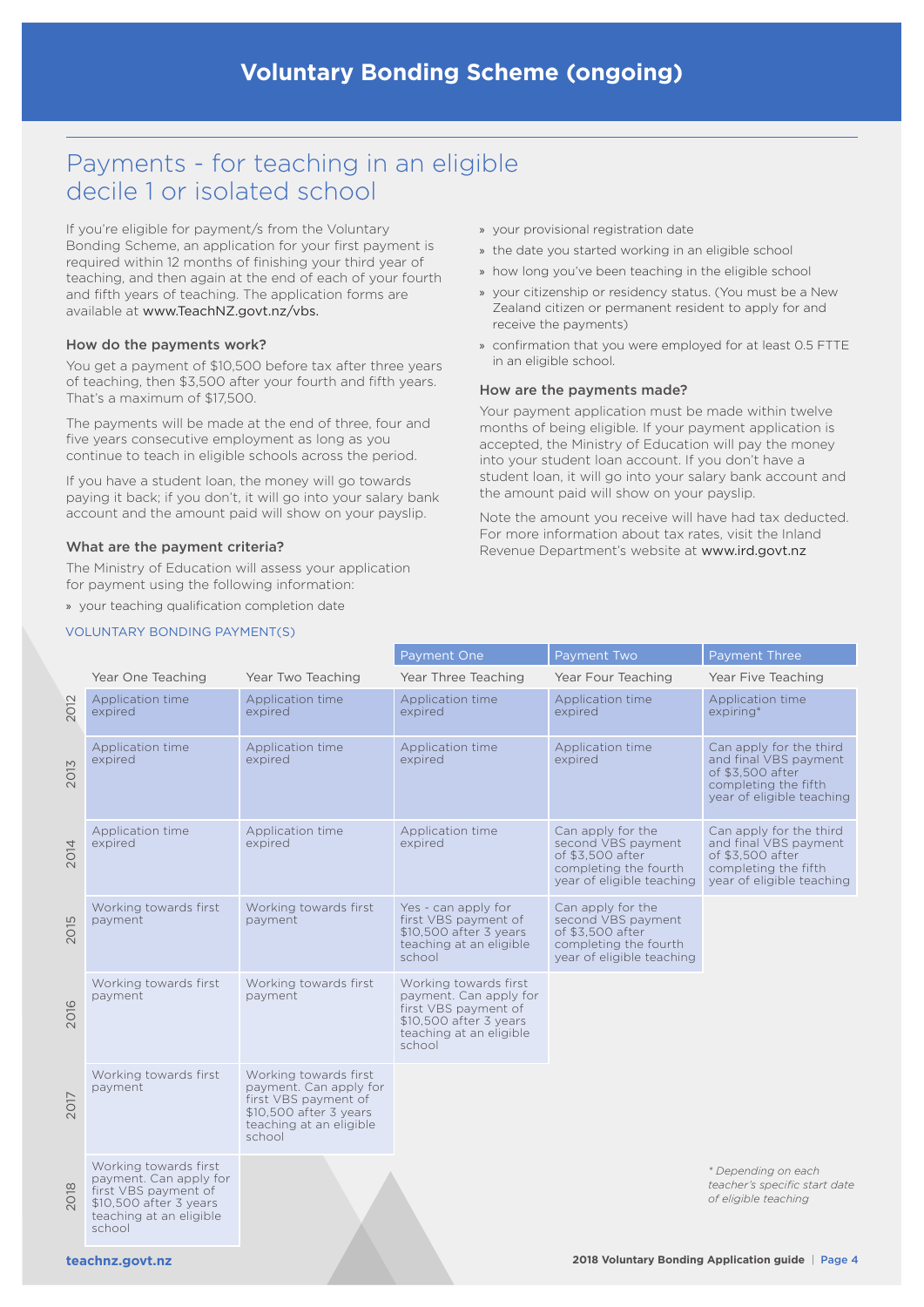# Voluntary Bonding Scheme (ongoing)

## Payments - for teaching in an eligible decile 1 or isolated school

If you're eligible for payment/s from the Voluntary Bonding Scheme, an application for your first payment is required within 12 months of finishing your third year of teaching, and then again at the end of each of your fourth and fifth years of teaching. The application forms are available at www.TeachNZ.govt.nz/vbs.

### How do the payments work?

You get a payment of $10,500 before tax after three years of teaching, then $3,500 after your fourth and fifth years. That's a maximum of $17,500.

The payments will be made at the end of three, four and five years consecutive employment as long as you continue to teach in eligible schools across the period.

If you have a student loan, the money will go towards paying it back; if you don't, it will go into your salary bank account and the amount paid will show on your payslip.

### What are the payment criteria?

The Ministry of Education will assess your application for payment using the following information:

- your teaching qualification completion date
- your provisional registration date
- the date you started working in an eligible school
- how long you've been teaching in the eligible school
- your citizenship or residency status. (You must be a New Zealand citizen or permanent resident to apply for and receive the payments)
- confirmation that you were employed for at least 0.5 FTTE in an eligible school.

### How are the payments made?

Your payment application must be made within twelve months of being eligible. If your payment application is accepted, the Ministry of Education will pay the money into your student loan account. If you don't have a student loan, it will go into your salary bank account and the amount paid will show on your payslip.

Note the amount you receive will have had tax deducted. For more information about tax rates, visit the Inland Revenue Department's website at www.ird.govt.nz

VOLUNTARY BONDING PAYMENT(S)

| | | | Payment One | Payment Two | Payment Three |
|---|---|---|---|---|---|
| | Year One Teaching | Year Two Teaching | Year Three Teaching | Year Four Teaching | Year Five Teaching |
| 2012 | Application time expired | Application time expired | Application time expired | Application time expired | Application time expiring* |
| 2013 | Application time expired | Application time expired | Application time expired | Application time expired | Can apply for the third and final VBS payment of $3,500 after completing the fifth year of eligible teaching |
| 2014 | Application time expired | Application time expired | Application time expired | Can apply for the second VBS payment of $3,500 after completing the fourth year of eligible teaching | Can apply for the third and final VBS payment of $3,500 after completing the fifth year of eligible teaching |
| 2015 | Working towards first payment | Working towards first payment | Yes - can apply for first VBS payment of $10,500 after 3 years teaching at an eligible school | Can apply for the second VBS payment of $3,500 after completing the fourth year of eligible teaching | |
| 2016 | Working towards first payment | Working towards first payment | Working towards first payment. Can apply for first VBS payment of $10,500 after 3 years teaching at an eligible school | | |
| 2017 | Working towards first payment | Working towards first payment. Can apply for first VBS payment of $10,500 after 3 years teaching at an eligible school | | | |
| 2018 | Working towards first payment. Can apply for first VBS payment of $10,500 after 3 years teaching at an eligible school | | | | |

*\* Depending on each teacher's specific start date of eligible teaching*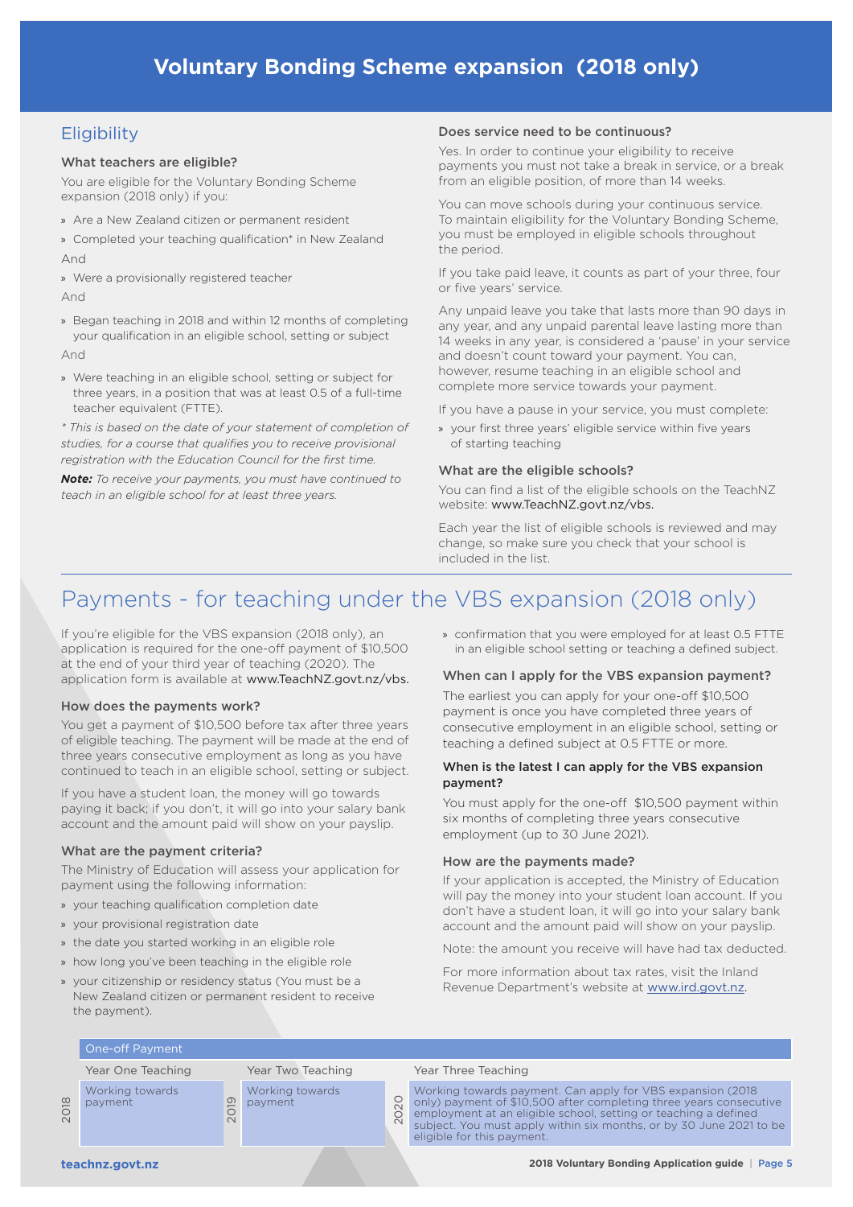# Voluntary Bonding Scheme expansion (2018 only)

## Eligibility

### What teachers are eligible?

You are eligible for the Voluntary Bonding Scheme expansion (2018 only) if you:

- Are a New Zealand citizen or permanent resident
- Completed your teaching qualification* in New Zealand

And

- Were a provisionally registered teacher

And

- Began teaching in 2018 and within 12 months of completing your qualification in an eligible school, setting or subject

And

- Were teaching in an eligible school, setting or subject for three years, in a position that was at least 0.5 of a full-time teacher equivalent (FTTE).

*\* This is based on the date of your statement of completion of studies, for a course that qualifies you to receive provisional registration with the Education Council for the first time.*

***Note:*** *To receive your payments, you must have continued to teach in an eligible school for at least three years.*

### Does service need to be continuous?

Yes. In order to continue your eligibility to receive payments you must not take a break in service, or a break from an eligible position, of more than 14 weeks.

You can move schools during your continuous service. To maintain eligibility for the Voluntary Bonding Scheme, you must be employed in eligible schools throughout the period.

If you take paid leave, it counts as part of your three, four or five years' service.

Any unpaid leave you take that lasts more than 90 days in any year, and any unpaid parental leave lasting more than 14 weeks in any year, is considered a 'pause' in your service and doesn't count toward your payment. You can, however, resume teaching in an eligible school and complete more service towards your payment.

If you have a pause in your service, you must complete:

- your first three years' eligible service within five years of starting teaching

### What are the eligible schools?

You can find a list of the eligible schools on the TeachNZ website: www.TeachNZ.govt.nz/vbs.

Each year the list of eligible schools is reviewed and may change, so make sure you check that your school is included in the list.

## Payments - for teaching under the VBS expansion (2018 only)

If you're eligible for the VBS expansion (2018 only), an application is required for the one-off payment of $10,500 at the end of your third year of teaching (2020). The application form is available at www.TeachNZ.govt.nz/vbs.

### How does the payments work?

You get a payment of $10,500 before tax after three years of eligible teaching. The payment will be made at the end of three years consecutive employment as long as you have continued to teach in an eligible school, setting or subject.

If you have a student loan, the money will go towards paying it back; if you don't, it will go into your salary bank account and the amount paid will show on your payslip.

### What are the payment criteria?

The Ministry of Education will assess your application for payment using the following information:

- your teaching qualification completion date
- your provisional registration date
- the date you started working in an eligible role
- how long you've been teaching in the eligible role
- your citizenship or residency status (You must be a New Zealand citizen or permanent resident to receive the payment).
- confirmation that you were employed for at least 0.5 FTTE in an eligible school setting or teaching a defined subject.

### When can I apply for the VBS expansion payment?

The earliest you can apply for your one-off $10,500 payment is once you have completed three years of consecutive employment in an eligible school, setting or teaching a defined subject at 0.5 FTTE or more.

### When is the latest I can apply for the VBS expansion payment?

You must apply for the one-off $10,500 payment within six months of completing three years consecutive employment (up to 30 June 2021).

### How are the payments made?

If your application is accepted, the Ministry of Education will pay the money into your student loan account. If you don't have a student loan, it will go into your salary bank account and the amount paid will show on your payslip.

Note: the amount you receive will have had tax deducted.

For more information about tax rates, visit the Inland Revenue Department's website at www.ird.govt.nz.

| One-off Payment | | |
|---|---|---|
| Year One Teaching | Year Two Teaching | Year Three Teaching |
| 2018 – Working towards payment | 2019 – Working towards payment | 2020 – Working towards payment. Can apply for VBS expansion (2018 only) payment of $10,500 after completing three years consecutive employment at an eligible school, setting or teaching a defined subject. You must apply within six months, or by 30 June 2021 to be eligible for this payment. |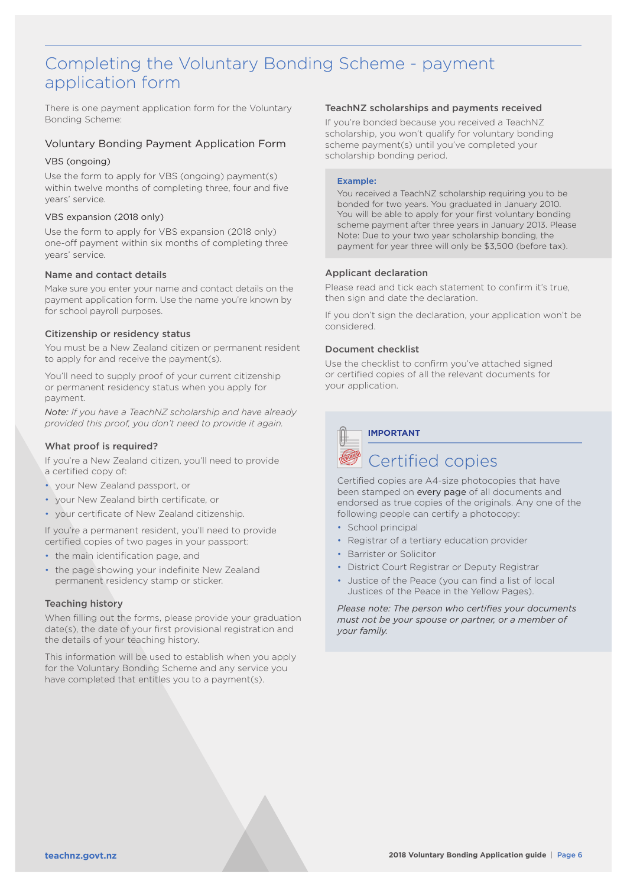# Completing the Voluntary Bonding Scheme - payment application form

There is one payment application form for the Voluntary Bonding Scheme:

## Voluntary Bonding Payment Application Form

### VBS (ongoing)

Use the form to apply for VBS (ongoing) payment(s) within twelve months of completing three, four and five years' service.

### VBS expansion (2018 only)

Use the form to apply for VBS expansion (2018 only) one-off payment within six months of completing three years' service.

### Name and contact details

Make sure you enter your name and contact details on the payment application form. Use the name you're known by for school payroll purposes.

### Citizenship or residency status

You must be a New Zealand citizen or permanent resident to apply for and receive the payment(s).

You'll need to supply proof of your current citizenship or permanent residency status when you apply for payment.

*Note: If you have a TeachNZ scholarship and have already provided this proof, you don't need to provide it again.*

### What proof is required?

If you're a New Zealand citizen, you'll need to provide a certified copy of:

- your New Zealand passport, or
- your New Zealand birth certificate, or
- your certificate of New Zealand citizenship.

If you're a permanent resident, you'll need to provide certified copies of two pages in your passport:

- the main identification page, and
- the page showing your indefinite New Zealand permanent residency stamp or sticker.

### Teaching history

When filling out the forms, please provide your graduation date(s), the date of your first provisional registration and the details of your teaching history.

This information will be used to establish when you apply for the Voluntary Bonding Scheme and any service you have completed that entitles you to a payment(s).

### TeachNZ scholarships and payments received

If you're bonded because you received a TeachNZ scholarship, you won't qualify for voluntary bonding scheme payment(s) until you've completed your scholarship bonding period.

> **Example:**
> You received a TeachNZ scholarship requiring you to be bonded for two years. You graduated in January 2010. You will be able to apply for your first voluntary bonding scheme payment after three years in January 2013. Please Note: Due to your two year scholarship bonding, the payment for year three will only be $3,500 (before tax).

### Applicant declaration

Please read and tick each statement to confirm it's true, then sign and date the declaration.

If you don't sign the declaration, your application won't be considered.

### Document checklist

Use the checklist to confirm you've attached signed or certified copies of all the relevant documents for your application.

**IMPORTANT**

## Certified copies

Certified copies are A4-size photocopies that have been stamped on every page of all documents and endorsed as true copies of the originals. Any one of the following people can certify a photocopy:

- School principal
- Registrar of a tertiary education provider
- Barrister or Solicitor
- District Court Registrar or Deputy Registrar
- Justice of the Peace (you can find a list of local Justices of the Peace in the Yellow Pages).

*Please note: The person who certifies your documents must not be your spouse or partner, or a member of your family.*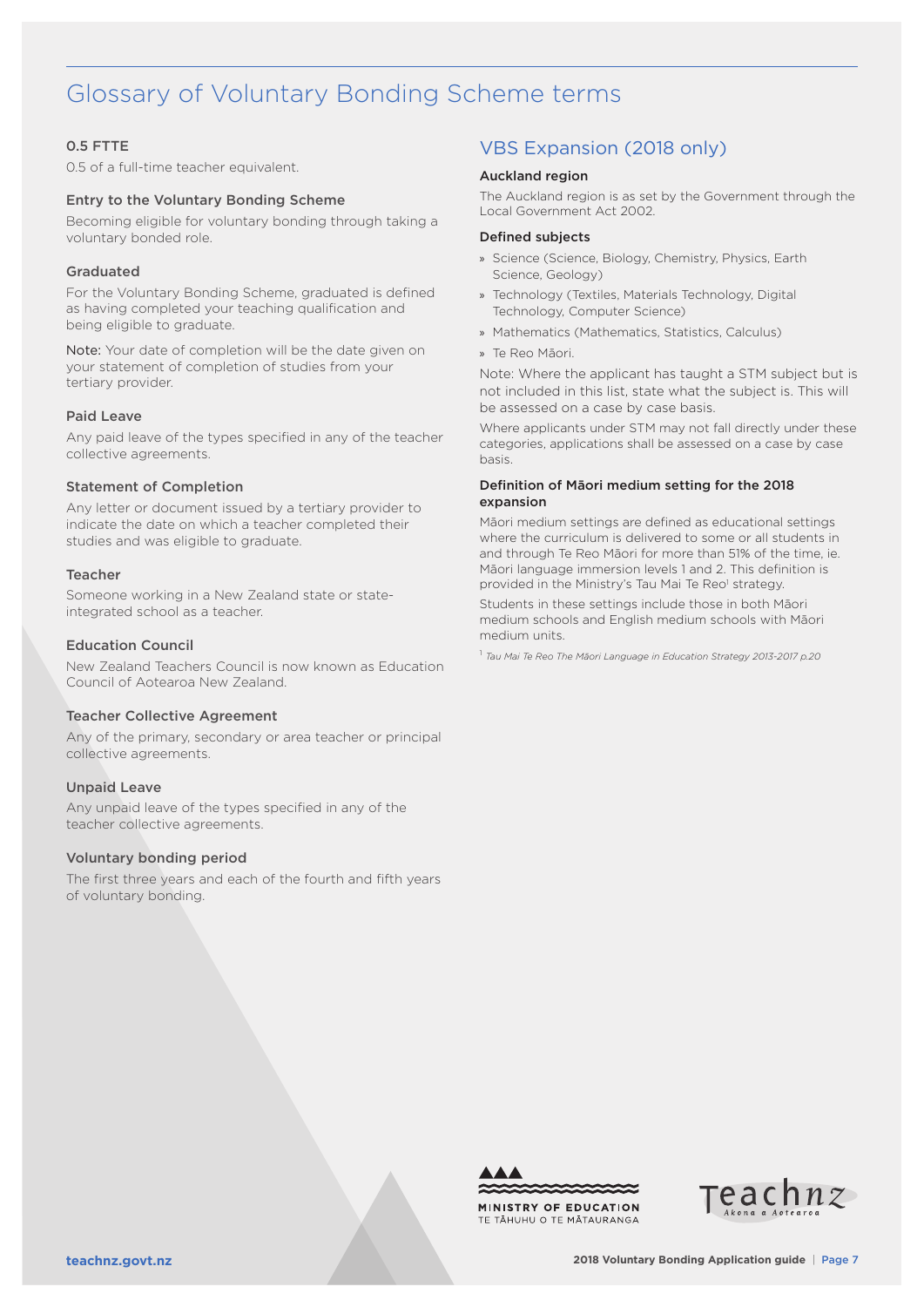# Glossary of Voluntary Bonding Scheme terms

### 0.5 FTTE

0.5 of a full-time teacher equivalent.

### Entry to the Voluntary Bonding Scheme

Becoming eligible for voluntary bonding through taking a voluntary bonded role.

### Graduated

For the Voluntary Bonding Scheme, graduated is defined as having completed your teaching qualification and being eligible to graduate.

Note: Your date of completion will be the date given on your statement of completion of studies from your tertiary provider.

### Paid Leave

Any paid leave of the types specified in any of the teacher collective agreements.

### Statement of Completion

Any letter or document issued by a tertiary provider to indicate the date on which a teacher completed their studies and was eligible to graduate.

### Teacher

Someone working in a New Zealand state or state-integrated school as a teacher.

### Education Council

New Zealand Teachers Council is now known as Education Council of Aotearoa New Zealand.

### Teacher Collective Agreement

Any of the primary, secondary or area teacher or principal collective agreements.

### Unpaid Leave

Any unpaid leave of the types specified in any of the teacher collective agreements.

### Voluntary bonding period

The first three years and each of the fourth and fifth years of voluntary bonding.

## VBS Expansion (2018 only)

### Auckland region

The Auckland region is as set by the Government through the Local Government Act 2002.

### Defined subjects

- Science (Science, Biology, Chemistry, Physics, Earth Science, Geology)
- Technology (Textiles, Materials Technology, Digital Technology, Computer Science)
- Mathematics (Mathematics, Statistics, Calculus)
- Te Reo Māori.

Note: Where the applicant has taught a STM subject but is not included in this list, state what the subject is. This will be assessed on a case by case basis.

Where applicants under STM may not fall directly under these categories, applications shall be assessed on a case by case basis.

### Definition of Māori medium setting for the 2018 expansion

Māori medium settings are defined as educational settings where the curriculum is delivered to some or all students in and through Te Reo Māori for more than 51% of the time, ie. Māori language immersion levels 1 and 2. This definition is provided in the Ministry's Tau Mai Te Reo[1] strategy.

Students in these settings include those in both Māori medium schools and English medium schools with Māori medium units.

[1] *Tau Mai Te Reo The Māori Language in Education Strategy 2013-2017 p.20*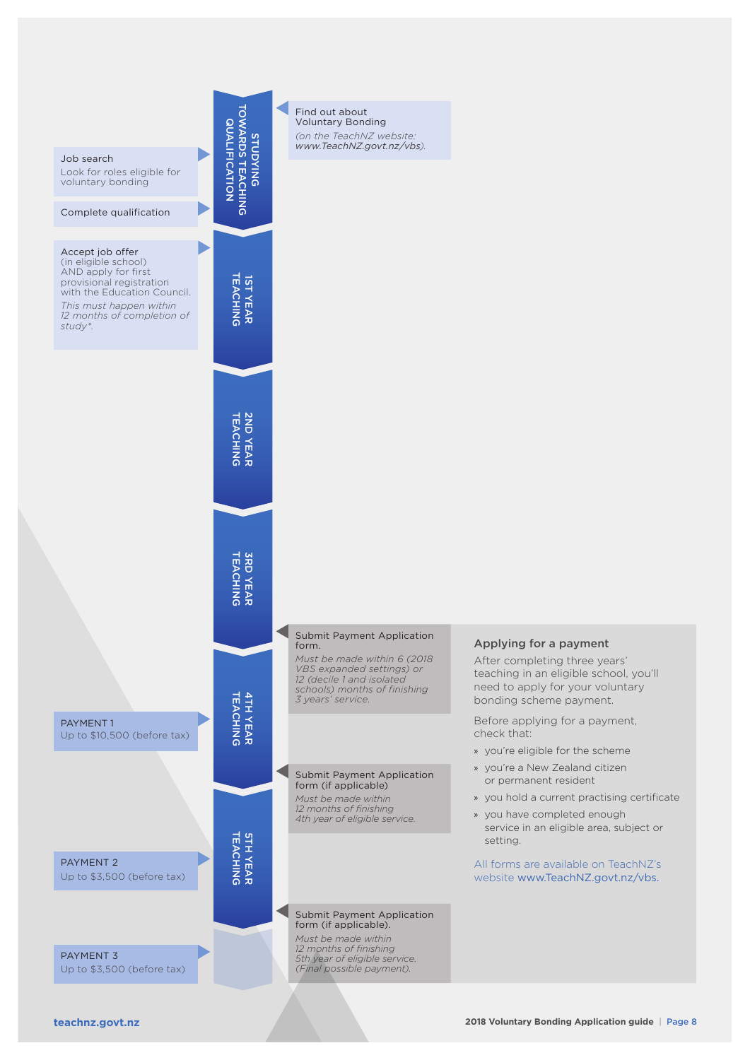**STUDYING TOWARDS TEACHING QUALIFICATION**

Find out about Voluntary Bonding

*(on the TeachNZ website: www.TeachNZ.govt.nz/vbs).*

Job search

Look for roles eligible for voluntary bonding

Complete qualification

**1ST YEAR TEACHING**

Accept job offer (in eligible school) AND apply for first provisional registration with the Education Council.

*This must happen within 12 months of completion of study*.*

**2ND YEAR TEACHING**

**3RD YEAR TEACHING**

Submit Payment Application form.

*Must be made within 6 (2018 VBS expanded settings) or 12 (decile 1 and isolated schools) months of finishing 3 years' service.*

**4TH YEAR TEACHING**

PAYMENT 1

Up to $10,500 (before tax)

Submit Payment Application form (if applicable)

*Must be made within 12 months of finishing 4th year of eligible service.*

**5TH YEAR TEACHING**

PAYMENT 2

Up to $3,500 (before tax)

Submit Payment Application form (if applicable).

*Must be made within 12 months of finishing 5th year of eligible service. (Final possible payment).*

PAYMENT 3

Up to $3,500 (before tax)

### Applying for a payment

After completing three years' teaching in an eligible school, you'll need to apply for your voluntary bonding scheme payment.

Before applying for a payment, check that:

- you're eligible for the scheme
- you're a New Zealand citizen or permanent resident
- you hold a current practising certificate
- you have completed enough service in an eligible area, subject or setting.

All forms are available on TeachNZ's website www.TeachNZ.govt.nz/vbs.